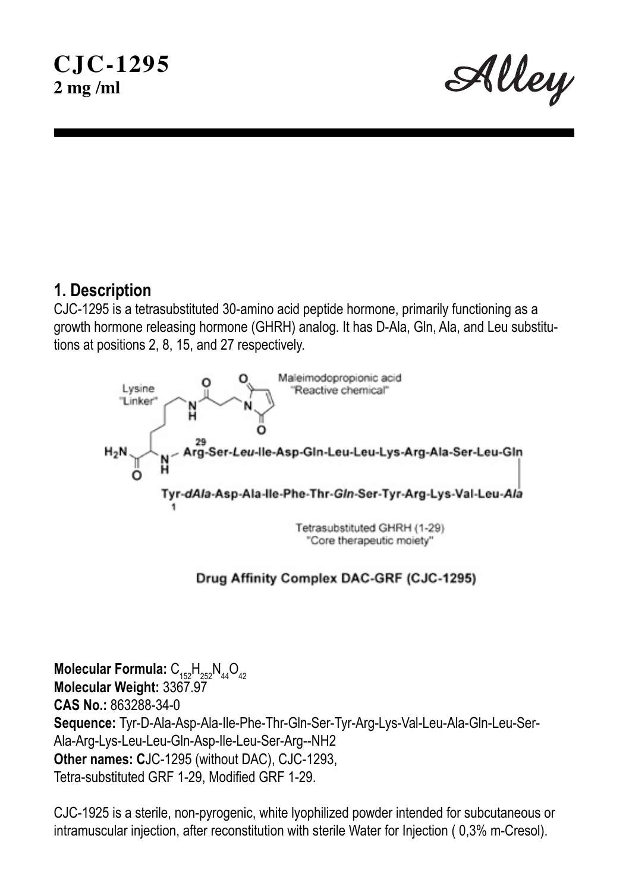# CJC-1295

**2 mg /ml**

Alley

## 1. Description

CJC-1295 is a tetrasubstituted 30-amino acid peptide hormone, primarily functioning as a growth hormone releasing hormone (GHRH) analog. It has D-Ala, Gln, Ala, and Leu substitutions at positions 2, 8, 15, and 27 respectively.

Lysine "Linker"

Maleimodopropionic acid "Reactive chemical"

29 Arg-Ser-*Leu*-Ile-Asp-Gln-Leu-Leu-Lys-Arg-Ala-Ser-Leu-Gln

Tyr-*dAla*-Asp-Ala-Ile-Phe-Thr-*Gln*-Ser-Tyr-Arg-Lys-Val-Leu-*Ala*

1

Tetrasubstituted GHRH (1-29) "Core therapeutic moiety"

**Drug Affinity Complex DAC-GRF (CJC-1295)**

**Molecular Formula:** $C_{152}H_{252}N_{44}O_{42}$
**Molecular Weight:** 3367.97
**CAS No.:** 863288-34-0
**Sequence:** Tyr-D-Ala-Asp-Ala-Ile-Phe-Thr-Gln-Ser-Tyr-Arg-Lys-Val-Leu-Ala-Gln-Leu-Ser-Ala-Arg-Lys-Leu-Leu-Gln-Asp-Ile-Leu-Ser-Arg--NH2
**Other names: C**JC-1295 (without DAC), CJC-1293, Tetra-substituted GRF 1-29, Modified GRF 1-29.

CJC-1925 is a sterile, non-pyrogenic, white lyophilized powder intended for subcutaneous or intramuscular injection, after reconstitution with sterile Water for Injection ( 0,3% m-Cresol).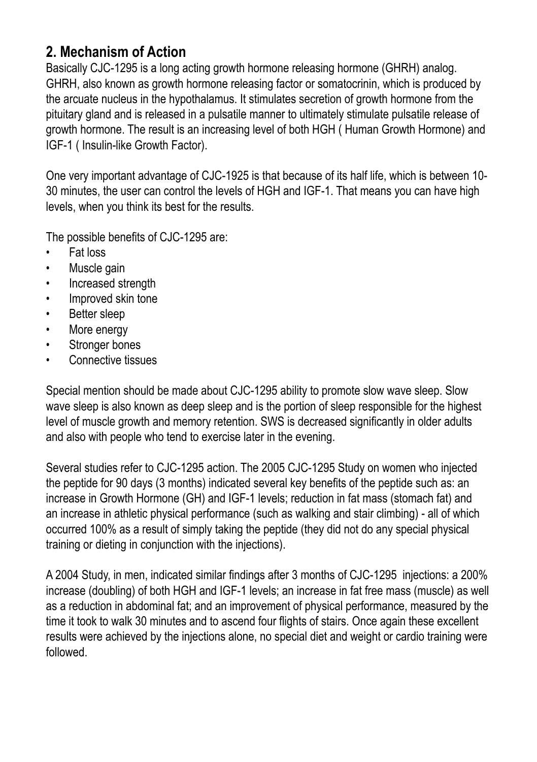## 2. Mechanism of Action

Basically CJC-1295 is a long acting growth hormone releasing hormone (GHRH) analog. GHRH, also known as growth hormone releasing factor or somatocrinin, which is produced by the arcuate nucleus in the hypothalamus. It stimulates secretion of growth hormone from the pituitary gland and is released in a pulsatile manner to ultimately stimulate pulsatile release of growth hormone. The result is an increasing level of both HGH ( Human Growth Hormone) and IGF-1 ( Insulin-like Growth Factor).

One very important advantage of CJC-1925 is that because of its half life, which is between 10-30 minutes, the user can control the levels of HGH and IGF-1. That means you can have high levels, when you think its best for the results.

The possible benefits of CJC-1295 are:

- Fat loss
- Muscle gain
- Increased strength
- Improved skin tone
- Better sleep
- More energy
- Stronger bones
- Connective tissues

Special mention should be made about CJC-1295 ability to promote slow wave sleep. Slow wave sleep is also known as deep sleep and is the portion of sleep responsible for the highest level of muscle growth and memory retention. SWS is decreased significantly in older adults and also with people who tend to exercise later in the evening.

Several studies refer to CJC-1295 action. The 2005 CJC-1295 Study on women who injected the peptide for 90 days (3 months) indicated several key benefits of the peptide such as: an increase in Growth Hormone (GH) and IGF-1 levels; reduction in fat mass (stomach fat) and an increase in athletic physical performance (such as walking and stair climbing) - all of which occurred 100% as a result of simply taking the peptide (they did not do any special physical training or dieting in conjunction with the injections).

A 2004 Study, in men, indicated similar findings after 3 months of CJC-1295 injections: a 200% increase (doubling) of both HGH and IGF-1 levels; an increase in fat free mass (muscle) as well as a reduction in abdominal fat; and an improvement of physical performance, measured by the time it took to walk 30 minutes and to ascend four flights of stairs. Once again these excellent results were achieved by the injections alone, no special diet and weight or cardio training were followed.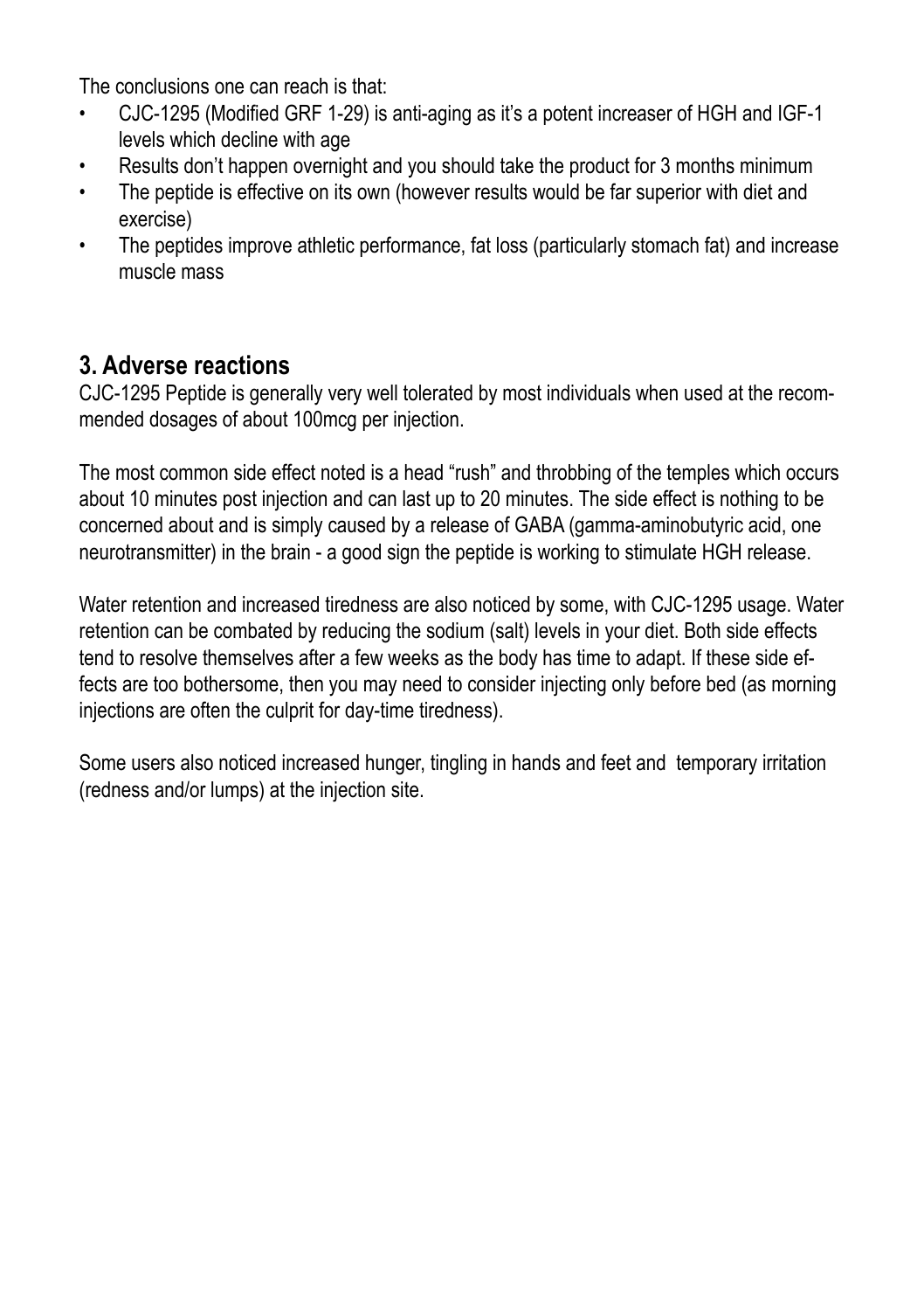The conclusions one can reach is that:

- CJC-1295 (Modified GRF 1-29) is anti-aging as it's a potent increaser of HGH and IGF-1 levels which decline with age
- Results don't happen overnight and you should take the product for 3 months minimum
- The peptide is effective on its own (however results would be far superior with diet and exercise)
- The peptides improve athletic performance, fat loss (particularly stomach fat) and increase muscle mass

## 3. Adverse reactions

CJC-1295 Peptide is generally very well tolerated by most individuals when used at the recommended dosages of about 100mcg per injection.

The most common side effect noted is a head "rush" and throbbing of the temples which occurs about 10 minutes post injection and can last up to 20 minutes. The side effect is nothing to be concerned about and is simply caused by a release of GABA (gamma-aminobutyric acid, one neurotransmitter) in the brain - a good sign the peptide is working to stimulate HGH release.

Water retention and increased tiredness are also noticed by some, with CJC-1295 usage. Water retention can be combated by reducing the sodium (salt) levels in your diet. Both side effects tend to resolve themselves after a few weeks as the body has time to adapt. If these side effects are too bothersome, then you may need to consider injecting only before bed (as morning injections are often the culprit for day-time tiredness).

Some users also noticed increased hunger, tingling in hands and feet and temporary irritation (redness and/or lumps) at the injection site.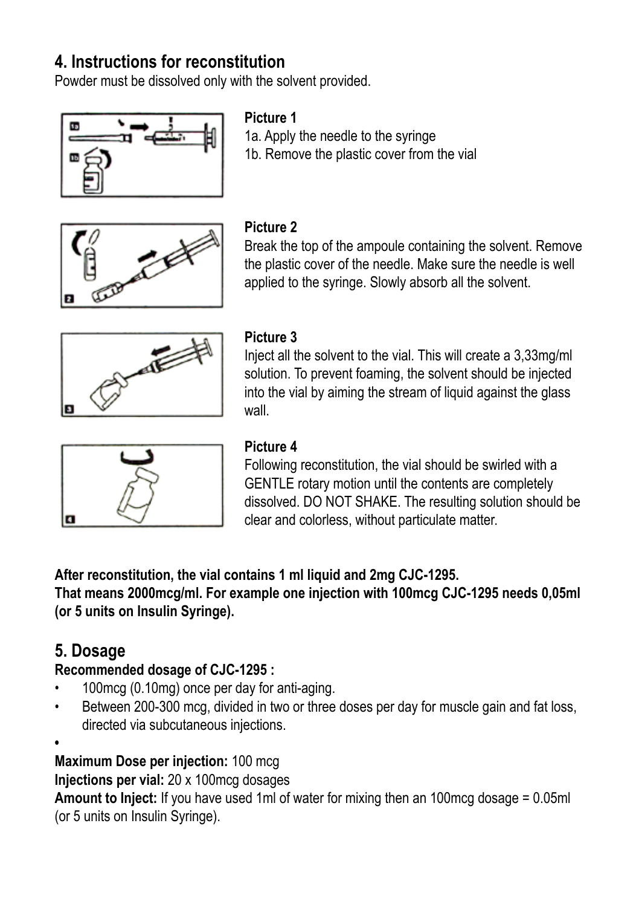## 4. Instructions for reconstitution

Powder must be dissolved only with the solvent provided.

**Picture 1**

1a. Apply the needle to the syringe

1b. Remove the plastic cover from the vial

**Picture 2**

Break the top of the ampoule containing the solvent. Remove the plastic cover of the needle. Make sure the needle is well applied to the syringe. Slowly absorb all the solvent.

**Picture 3**

Inject all the solvent to the vial. This will create a 3,33mg/ml solution. To prevent foaming, the solvent should be injected into the vial by aiming the stream of liquid against the glass wall.

**Picture 4**

Following reconstitution, the vial should be swirled with a GENTLE rotary motion until the contents are completely dissolved. DO NOT SHAKE. The resulting solution should be clear and colorless, without particulate matter.

**After reconstitution, the vial contains 1 ml liquid and 2mg CJC-1295.**
**That means 2000mcg/ml. For example one injection with 100mcg CJC-1295 needs 0,05ml (or 5 units on Insulin Syringe).**

## 5. Dosage

**Recommended dosage of CJC-1295 :**

- 100mcg (0.10mg) once per day for anti-aging.
- Between 200-300 mcg, divided in two or three doses per day for muscle gain and fat loss, directed via subcutaneous injections.
- 

**Maximum Dose per injection:** 100 mcg

**Injections per vial:** 20 x 100mcg dosages

**Amount to Inject:** If you have used 1ml of water for mixing then an 100mcg dosage = 0.05ml (or 5 units on Insulin Syringe).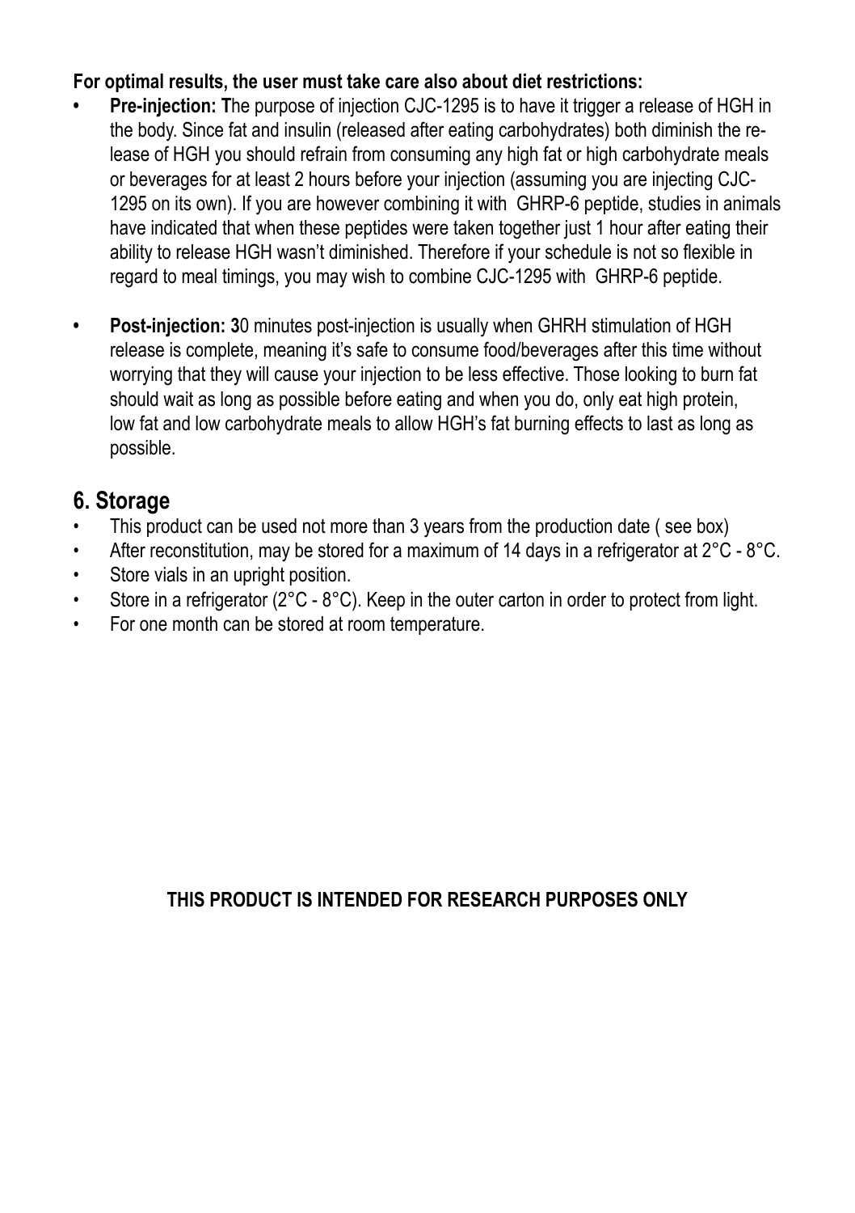**For optimal results, the user must take care also about diet restrictions:**

- **Pre-injection: T**he purpose of injection CJC-1295 is to have it trigger a release of HGH in the body. Since fat and insulin (released after eating carbohydrates) both diminish the release of HGH you should refrain from consuming any high fat or high carbohydrate meals or beverages for at least 2 hours before your injection (assuming you are injecting CJC-1295 on its own). If you are however combining it with GHRP-6 peptide, studies in animals have indicated that when these peptides were taken together just 1 hour after eating their ability to release HGH wasn't diminished. Therefore if your schedule is not so flexible in regard to meal timings, you may wish to combine CJC-1295 with GHRP-6 peptide.

- **Post-injection: 3**0 minutes post-injection is usually when GHRH stimulation of HGH release is complete, meaning it's safe to consume food/beverages after this time without worrying that they will cause your injection to be less effective. Those looking to burn fat should wait as long as possible before eating and when you do, only eat high protein, low fat and low carbohydrate meals to allow HGH's fat burning effects to last as long as possible.

## 6. Storage

- This product can be used not more than 3 years from the production date ( see box)
- After reconstitution, may be stored for a maximum of 14 days in a refrigerator at 2°C - 8°C.
- Store vials in an upright position.
- Store in a refrigerator (2°C - 8°C). Keep in the outer carton in order to protect from light.
- For one month can be stored at room temperature.

**THIS PRODUCT IS INTENDED FOR RESEARCH PURPOSES ONLY**